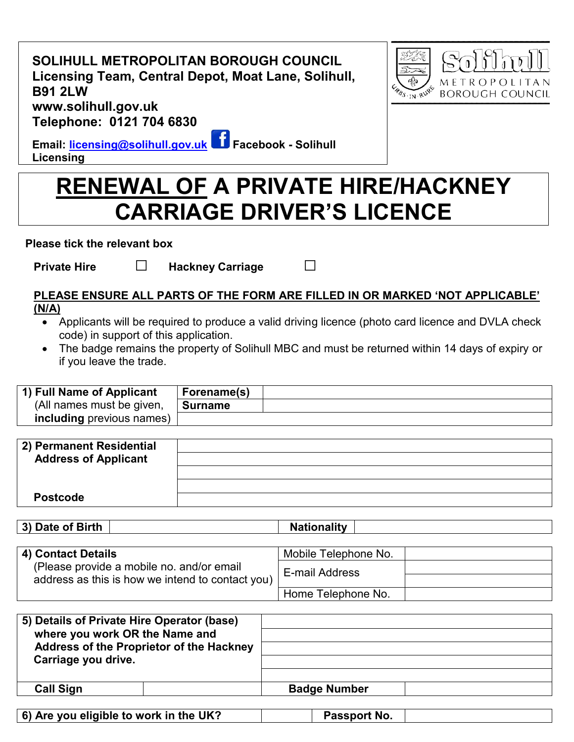**SOLIHULL METROPOLITAN BOROUGH COUNCIL**
**Licensing Team, Central Depot, Moat Lane, Solihull, B91 2LW**
**www.solihull.gov.uk**
**Telephone: 0121 704 6830**

**Email: licensing@solihull.gov.uk** **Facebook - Solihull Licensing**

# RENEWAL OF A PRIVATE HIRE/HACKNEY CARRIAGE DRIVER'S LICENCE

**Please tick the relevant box**

**Private Hire** ☐ **Hackney Carriage** ☐

**PLEASE ENSURE ALL PARTS OF THE FORM ARE FILLED IN OR MARKED 'NOT APPLICABLE' (N/A)**

- Applicants will be required to produce a valid driving licence (photo card licence and DVLA check code) in support of this application.
- The badge remains the property of Solihull MBC and must be returned within 14 days of expiry or if you leave the trade.

| **1) Full Name of Applicant** (All names must be given, **including** previous names) | **Forename(s)** | |
|---|---|---|
| | **Surname** | |
| | | |

| **2) Permanent Residential Address of Applicant** | |
|---|---|
| | |
| | |
| | |
| **Postcode** | |

| **3) Date of Birth** | | **Nationality** | |
|---|---|---|---|

| **4) Contact Details** (Please provide a mobile no. and/or email address as this is how we intend to contact you) | Mobile Telephone No. | |
|---|---|---|
| | E-mail Address | |
| | Home Telephone No. | |

| **5) Details of Private Hire Operator (base) where you work OR the Name and Address of the Proprietor of the Hackney Carriage you drive.** | | | |
|---|---|---|---|
| | | | |
| | | | |
| | | | |
| | | | |
| **Call Sign** | | **Badge Number** | |

| **6) Are you eligible to work in the UK?** | | **Passport No.** | |
|---|---|---|---|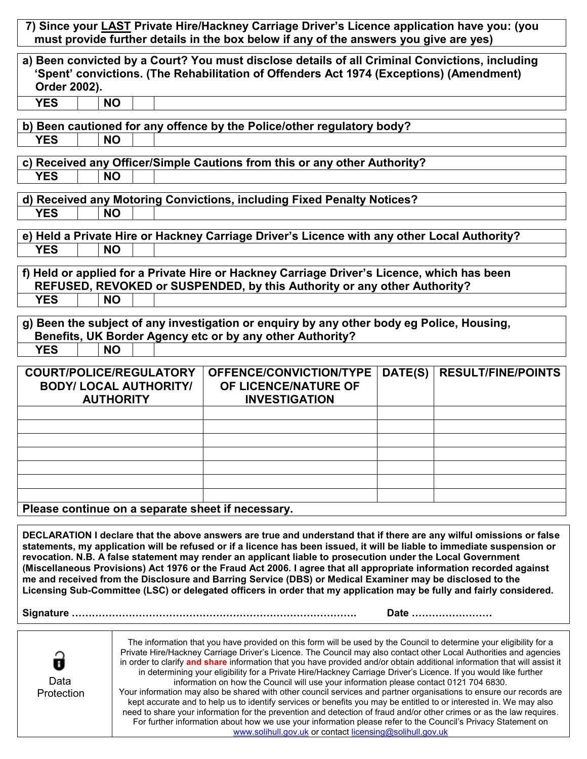**7) Since your LAST Private Hire/Hackney Carriage Driver's Licence application have you: (you must provide further details in the box below if any of the answers you give are yes)**

**a) Been convicted by a Court? You must disclose details of all Criminal Convictions, including 'Spent' convictions. (The Rehabilitation of Offenders Act 1974 (Exceptions) (Amendment) Order 2002).**

| YES | | NO | | |
|---|---|---|---|---|

**b) Been cautioned for any offence by the Police/other regulatory body?**

| YES | | NO | | |
|---|---|---|---|---|

**c) Received any Officer/Simple Cautions from this or any other Authority?**

| YES | | NO | | |
|---|---|---|---|---|

**d) Received any Motoring Convictions, including Fixed Penalty Notices?**

| YES | | NO | | |
|---|---|---|---|---|

**e) Held a Private Hire or Hackney Carriage Driver's Licence with any other Local Authority?**

| YES | | NO | | |
|---|---|---|---|---|

**f) Held or applied for a Private Hire or Hackney Carriage Driver's Licence, which has been REFUSED, REVOKED or SUSPENDED, by this Authority or any other Authority?**

| YES | | NO | | |
|---|---|---|---|---|

**g) Been the subject of any investigation or enquiry by any other body eg Police, Housing, Benefits, UK Border Agency etc or by any other Authority?**

| YES | | NO | | |
|---|---|---|---|---|

| COURT/POLICE/REGULATORY BODY/ LOCAL AUTHORITY/ AUTHORITY | OFFENCE/CONVICTION/TYPE OF LICENCE/NATURE OF INVESTIGATION | DATE(S) | RESULT/FINE/POINTS |
|---|---|---|---|
| | | | |
| | | | |
| | | | |
| | | | |
| | | | |
| | | | |
| | | | |

**Please continue on a separate sheet if necessary.**

**DECLARATION I declare that the above answers are true and understand that if there are any wilful omissions or false statements, my application will be refused or if a licence has been issued, it will be liable to immediate suspension or revocation. N.B. A false statement may render an applicant liable to prosecution under the Local Government (Miscellaneous Provisions) Act 1976 or the Fraud Act 2006. I agree that all appropriate information recorded against me and received from the Disclosure and Barring Service (DBS) or Medical Examiner may be disclosed to the Licensing Sub-Committee (LSC) or delegated officers in order that my application may be fully and fairly considered.**

**Signature …………………………………………………………………………  Date ……………………**

Data Protection

The information that you have provided on this form will be used by the Council to determine your eligibility for a Private Hire/Hackney Carriage Driver's Licence. The Council may also contact other Local Authorities and agencies in order to clarify **and share** information that you have provided and/or obtain additional information that will assist it in determining your eligibility for a Private Hire/Hackney Carriage Driver's Licence. If you would like further information on how the Council will use your information please contact 0121 704 6830.
Your information may also be shared with other council services and partner organisations to ensure our records are kept accurate and to help us to identify services or benefits you may be entitled to or interested in. We may also need to share your information for the prevention and detection of fraud and/or other crimes or as the law requires. For further information about how we use your information please refer to the Council's Privacy Statement on www.solihull.gov.uk or contact licensing@solihull.gov.uk